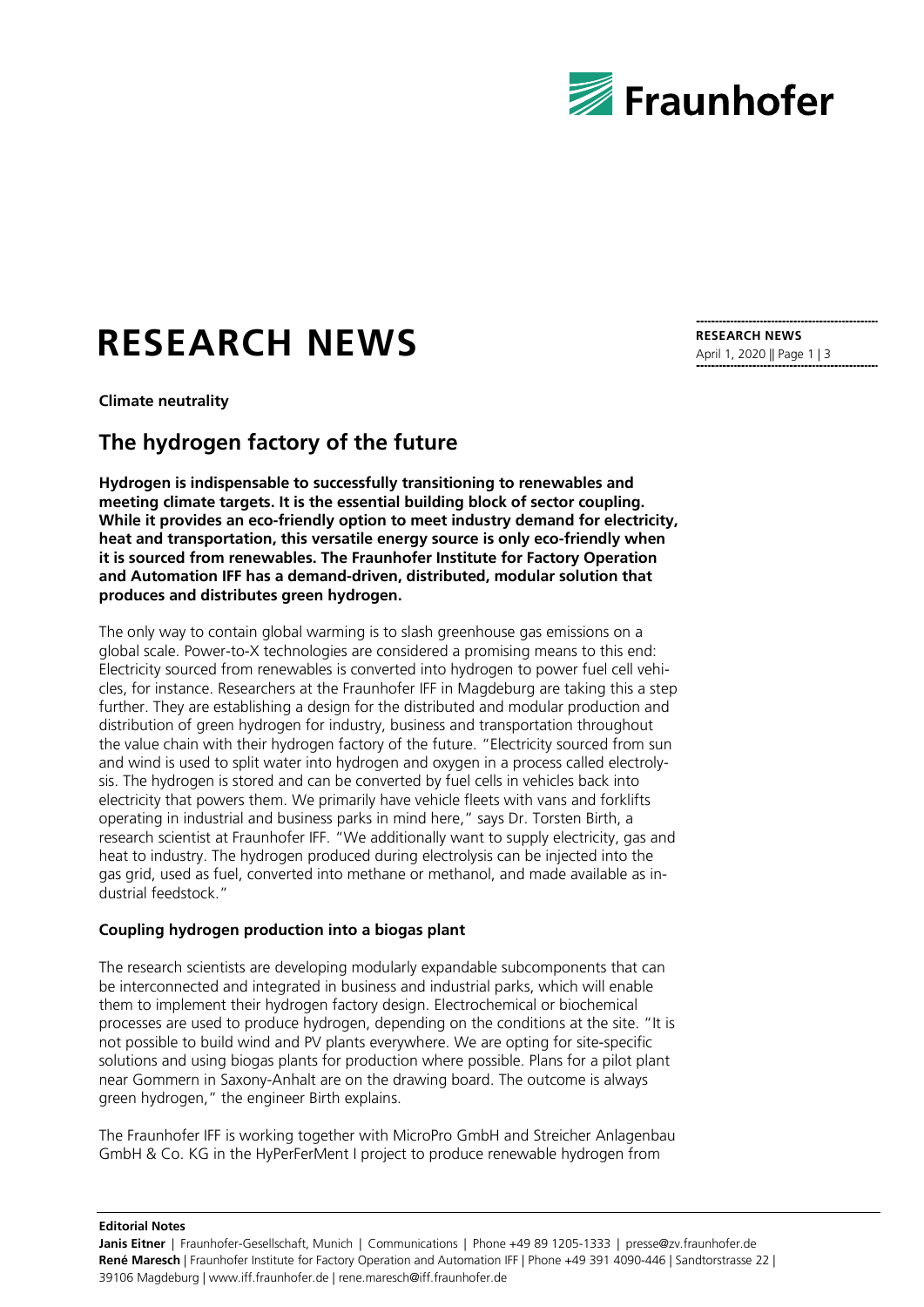# RESEARCH NEWS

**RESEARCH NEWS**
April 1, 2020 || Page 1 | 3

**Climate neutrality**

## The hydrogen factory of the future

**Hydrogen is indispensable to successfully transitioning to renewables and meeting climate targets. It is the essential building block of sector coupling. While it provides an eco-friendly option to meet industry demand for electricity, heat and transportation, this versatile energy source is only eco-friendly when it is sourced from renewables. The Fraunhofer Institute for Factory Operation and Automation IFF has a demand-driven, distributed, modular solution that produces and distributes green hydrogen.**

The only way to contain global warming is to slash greenhouse gas emissions on a global scale. Power-to-X technologies are considered a promising means to this end: Electricity sourced from renewables is converted into hydrogen to power fuel cell vehicles, for instance. Researchers at the Fraunhofer IFF in Magdeburg are taking this a step further. They are establishing a design for the distributed and modular production and distribution of green hydrogen for industry, business and transportation throughout the value chain with their hydrogen factory of the future. "Electricity sourced from sun and wind is used to split water into hydrogen and oxygen in a process called electrolysis. The hydrogen is stored and can be converted by fuel cells in vehicles back into electricity that powers them. We primarily have vehicle fleets with vans and forklifts operating in industrial and business parks in mind here," says Dr. Torsten Birth, a research scientist at Fraunhofer IFF. "We additionally want to supply electricity, gas and heat to industry. The hydrogen produced during electrolysis can be injected into the gas grid, used as fuel, converted into methane or methanol, and made available as industrial feedstock."

### Coupling hydrogen production into a biogas plant

The research scientists are developing modularly expandable subcomponents that can be interconnected and integrated in business and industrial parks, which will enable them to implement their hydrogen factory design. Electrochemical or biochemical processes are used to produce hydrogen, depending on the conditions at the site. "It is not possible to build wind and PV plants everywhere. We are opting for site-specific solutions and using biogas plants for production where possible. Plans for a pilot plant near Gommern in Saxony-Anhalt are on the drawing board. The outcome is always green hydrogen," the engineer Birth explains.

The Fraunhofer IFF is working together with MicroPro GmbH and Streicher Anlagenbau GmbH & Co. KG in the HyPerFerMent I project to produce renewable hydrogen from

**Editorial Notes**
**Janis Eitner** | Fraunhofer-Gesellschaft, Munich | Communications | Phone +49 89 1205-1333 | presse@zv.fraunhofer.de
**René Maresch** | Fraunhofer Institute for Factory Operation and Automation IFF | Phone +49 391 4090-446 | Sandtorstrasse 22 | 39106 Magdeburg | www.iff.fraunhofer.de | rene.maresch@iff.fraunhofer.de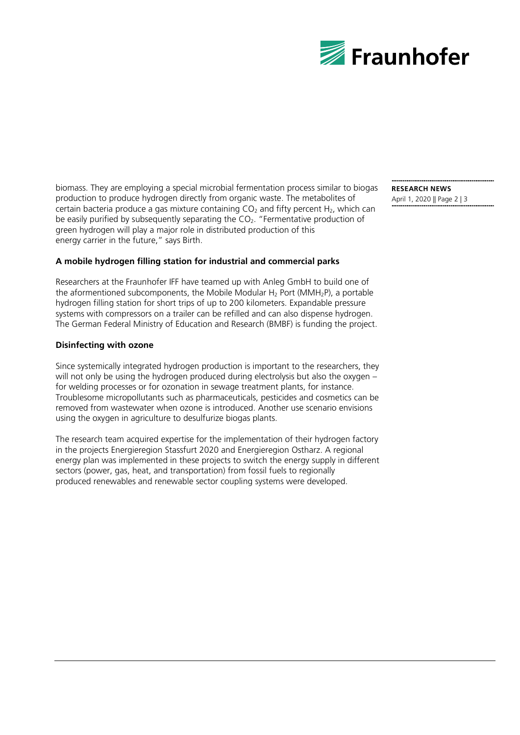biomass. They are employing a special microbial fermentation process similar to biogas production to produce hydrogen directly from organic waste. The metabolites of certain bacteria produce a gas mixture containing $CO_2$ and fifty percent $H_2$, which can be easily purified by subsequently separating the $CO_2$. "Fermentative production of green hydrogen will play a major role in distributed production of this energy carrier in the future," says Birth.

**A mobile hydrogen filling station for industrial and commercial parks**

Researchers at the Fraunhofer IFF have teamed up with Anleg GmbH to build one of the aforementioned subcomponents, the Mobile Modular $H_2$ Port ($MMH_2P$), a portable hydrogen filling station for short trips of up to 200 kilometers. Expandable pressure systems with compressors on a trailer can be refilled and can also dispense hydrogen. The German Federal Ministry of Education and Research (BMBF) is funding the project.

**Disinfecting with ozone**

Since systemically integrated hydrogen production is important to the researchers, they will not only be using the hydrogen produced during electrolysis but also the oxygen – for welding processes or for ozonation in sewage treatment plants, for instance. Troublesome micropollutants such as pharmaceuticals, pesticides and cosmetics can be removed from wastewater when ozone is introduced. Another use scenario envisions using the oxygen in agriculture to desulfurize biogas plants.

The research team acquired expertise for the implementation of their hydrogen factory in the projects Energieregion Stassfurt 2020 and Energieregion Ostharz. A regional energy plan was implemented in these projects to switch the energy supply in different sectors (power, gas, heat, and transportation) from fossil fuels to regionally produced renewables and renewable sector coupling systems were developed.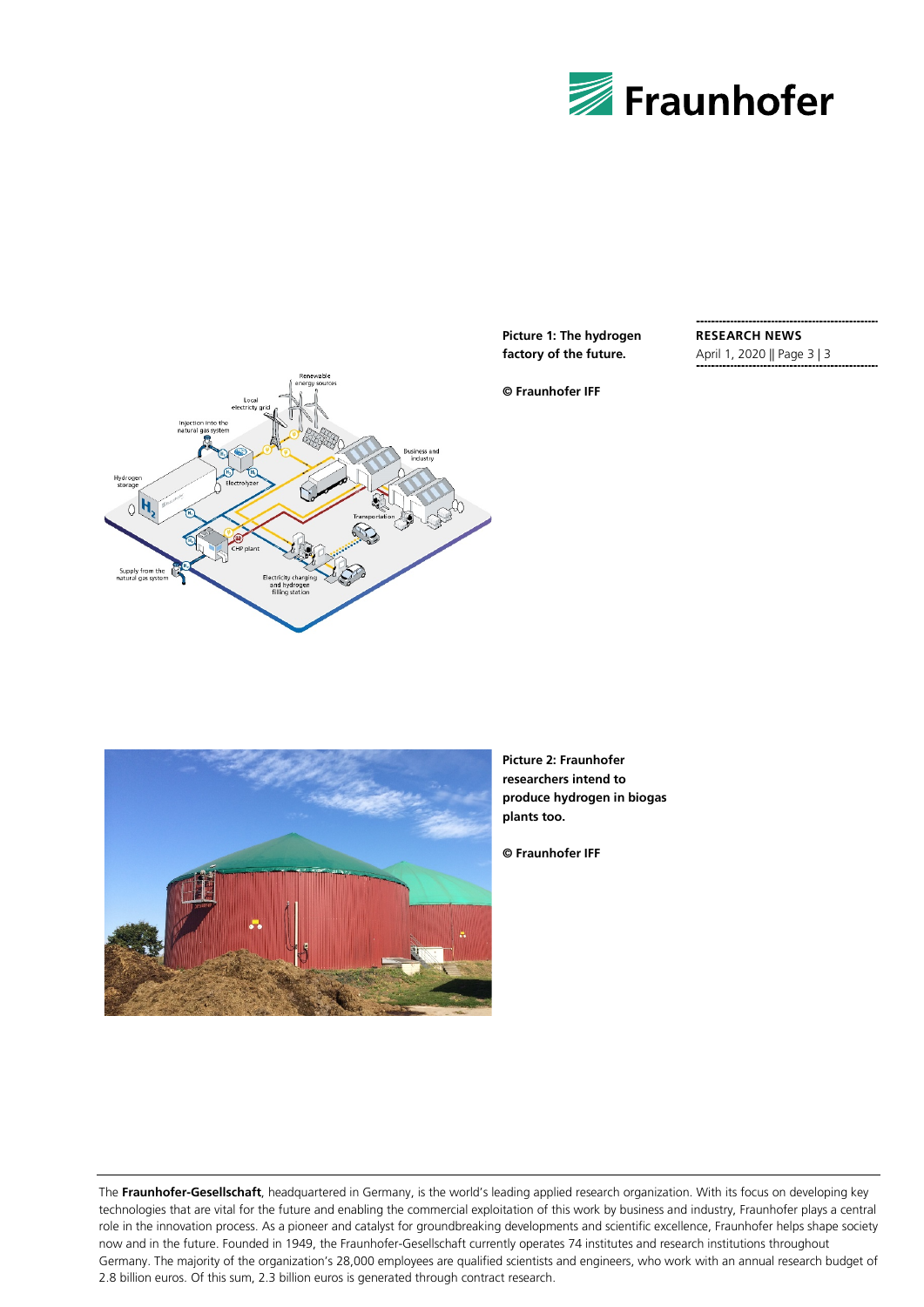Picture 1: The hydrogen factory of the future.

© Fraunhofer IFF

Picture 2: Fraunhofer researchers intend to produce hydrogen in biogas plants too.

© Fraunhofer IFF

The **Fraunhofer-Gesellschaft**, headquartered in Germany, is the world's leading applied research organization. With its focus on developing key technologies that are vital for the future and enabling the commercial exploitation of this work by business and industry, Fraunhofer plays a central role in the innovation process. As a pioneer and catalyst for groundbreaking developments and scientific excellence, Fraunhofer helps shape society now and in the future. Founded in 1949, the Fraunhofer-Gesellschaft currently operates 74 institutes and research institutions throughout Germany. The majority of the organization's 28,000 employees are qualified scientists and engineers, who work with an annual research budget of 2.8 billion euros. Of this sum, 2.3 billion euros is generated through contract research.